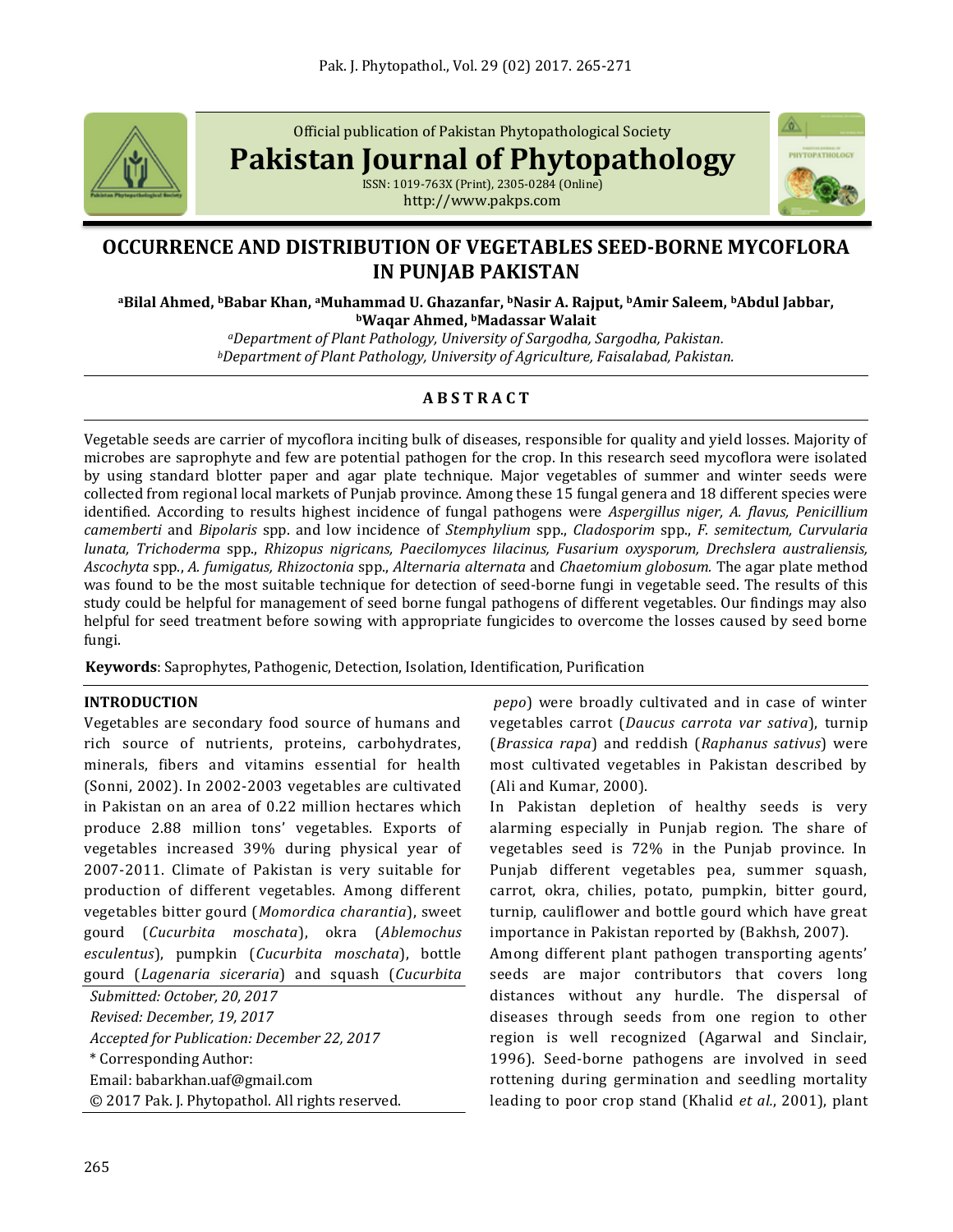Official publication of Pakistan Phytopathological Society

**Pakistan Journal of Phytopathology**

ISSN: 1019-763X (Print), 2305-0284 (Online)
http://www.pakps.com

# OCCURRENCE AND DISTRIBUTION OF VEGETABLES SEED-BORNE MYCOFLORA IN PUNJAB PAKISTAN

**[a]Bilal Ahmed, [b]Babar Khan, [a]Muhammad U. Ghazanfar, [b]Nasir A. Rajput, [b]Amir Saleem, [b]Abdul Jabbar, [b]Waqar Ahmed, [b]Madassar Walait**

*[a]Department of Plant Pathology, University of Sargodha, Sargodha, Pakistan.*
*[b]Department of Plant Pathology, University of Agriculture, Faisalabad, Pakistan.*

## A B S T R A C T

Vegetable seeds are carrier of mycoflora inciting bulk of diseases, responsible for quality and yield losses. Majority of microbes are saprophyte and few are potential pathogen for the crop. In this research seed mycoflora were isolated by using standard blotter paper and agar plate technique. Major vegetables of summer and winter seeds were collected from regional local markets of Punjab province. Among these 15 fungal genera and 18 different species were identified. According to results highest incidence of fungal pathogens were *Aspergillus niger, A. flavus, Penicillium camemberti* and *Bipolaris* spp. and low incidence of *Stemphylium* spp., *Cladosporim* spp., *F. semitectum, Curvularia lunata, Trichoderma* spp., *Rhizopus nigricans, Paecilomyces lilacinus, Fusarium oxysporum, Drechslera australiensis, Ascochyta* spp., *A. fumigatus, Rhizoctonia* spp., *Alternaria alternata* and *Chaetomium globosum.* The agar plate method was found to be the most suitable technique for detection of seed-borne fungi in vegetable seed. The results of this study could be helpful for management of seed borne fungal pathogens of different vegetables. Our findings may also helpful for seed treatment before sowing with appropriate fungicides to overcome the losses caused by seed borne fungi.

**Keywords**: Saprophytes, Pathogenic, Detection, Isolation, Identification, Purification

## INTRODUCTION

Vegetables are secondary food source of humans and rich source of nutrients, proteins, carbohydrates, minerals, fibers and vitamins essential for health (Sonni, 2002). In 2002-2003 vegetables are cultivated in Pakistan on an area of 0.22 million hectares which produce 2.88 million tons' vegetables. Exports of vegetables increased 39% during physical year of 2007-2011. Climate of Pakistan is very suitable for production of different vegetables. Among different vegetables bitter gourd (*Momordica charantia*), sweet gourd (*Cucurbita moschata*), okra (*Ablemochus esculentus*), pumpkin (*Cucurbita moschata*), bottle gourd (*Lagenaria siceraria*) and squash (*Cucurbita pepo*) were broadly cultivated and in case of winter vegetables carrot (*Daucus carrota var sativa*), turnip (*Brassica rapa*) and reddish (*Raphanus sativus*) were most cultivated vegetables in Pakistan described by (Ali and Kumar, 2000).

In Pakistan depletion of healthy seeds is very alarming especially in Punjab region. The share of vegetables seed is 72% in the Punjab province. In Punjab different vegetables pea, summer squash, carrot, okra, chilies, potato, pumpkin, bitter gourd, turnip, cauliflower and bottle gourd which have great importance in Pakistan reported by (Bakhsh, 2007).

Among different plant pathogen transporting agents' seeds are major contributors that covers long distances without any hurdle. The dispersal of diseases through seeds from one region to other region is well recognized (Agarwal and Sinclair, 1996). Seed-borne pathogens are involved in seed rottening during germination and seedling mortality leading to poor crop stand (Khalid *et al.*, 2001), plant

*Submitted: October, 20, 2017*
*Revised: December, 19, 2017*
*Accepted for Publication: December 22, 2017*
\* Corresponding Author:
Email: babarkhan.uaf@gmail.com
© 2017 Pak. J. Phytopathol. All rights reserved.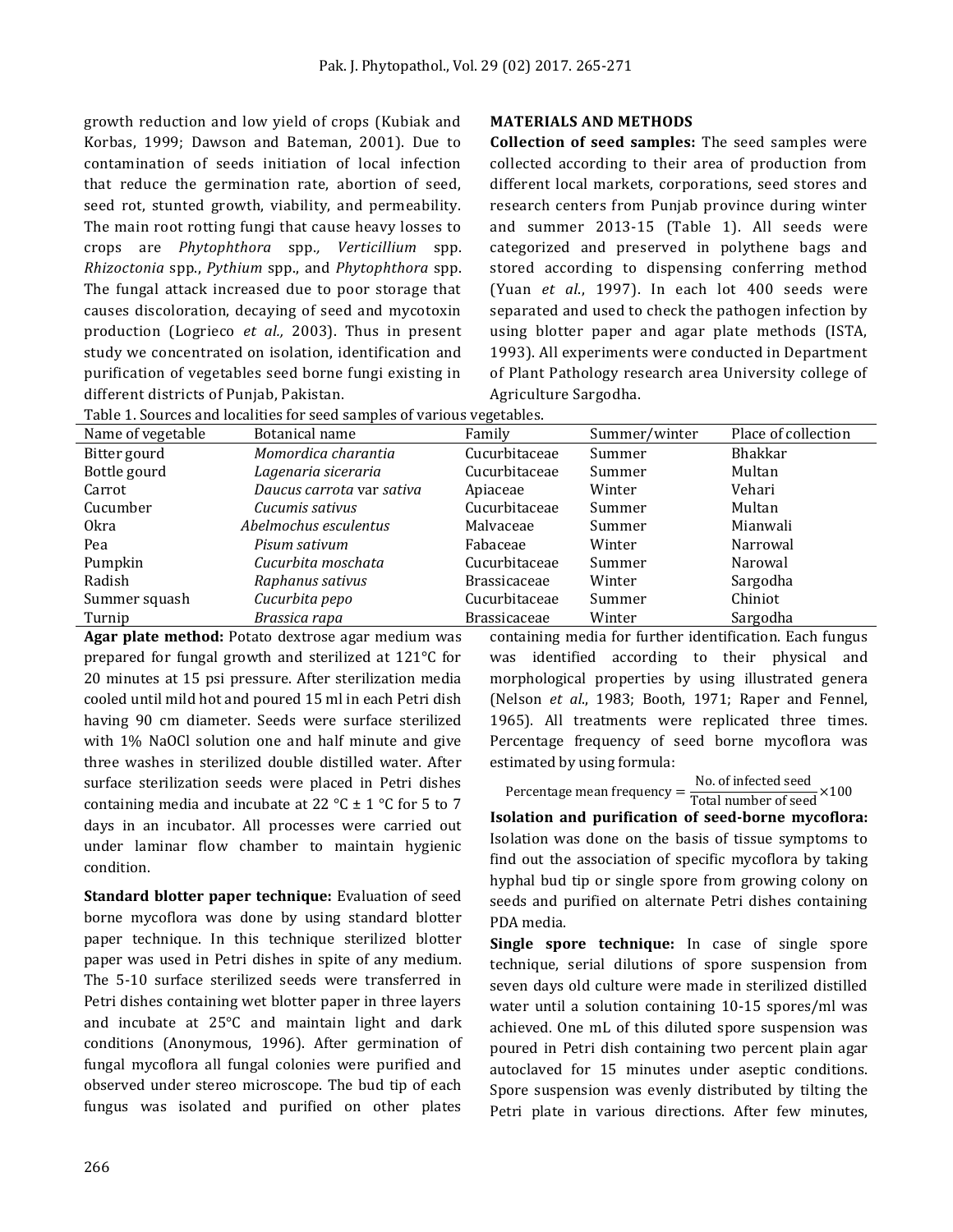growth reduction and low yield of crops (Kubiak and Korbas, 1999; Dawson and Bateman, 2001). Due to contamination of seeds initiation of local infection that reduce the germination rate, abortion of seed, seed rot, stunted growth, viability, and permeability. The main root rotting fungi that cause heavy losses to crops are *Phytophthora* spp., *Verticillium* spp. *Rhizoctonia* spp., *Pythium* spp., and *Phytophthora* spp. The fungal attack increased due to poor storage that causes discoloration, decaying of seed and mycotoxin production (Logrieco *et al.,* 2003). Thus in present study we concentrated on isolation, identification and purification of vegetables seed borne fungi existing in different districts of Punjab, Pakistan.

## MATERIALS AND METHODS

**Collection of seed samples:** The seed samples were collected according to their area of production from different local markets, corporations, seed stores and research centers from Punjab province during winter and summer 2013-15 (Table 1). All seeds were categorized and preserved in polythene bags and stored according to dispensing conferring method (Yuan *et al*., 1997). In each lot 400 seeds were separated and used to check the pathogen infection by using blotter paper and agar plate methods (ISTA, 1993). All experiments were conducted in Department of Plant Pathology research area University college of Agriculture Sargodha.

Table 1. Sources and localities for seed samples of various vegetables.

| Name of vegetable | Botanical name | Family | Summer/winter | Place of collection |
|---|---|---|---|---|
| Bitter gourd | *Momordica charantia* | Cucurbitaceae | Summer | Bhakkar |
| Bottle gourd | *Lagenaria siceraria* | Cucurbitaceae | Summer | Multan |
| Carrot | *Daucus carrota* var *sativa* | Apiaceae | Winter | Vehari |
| Cucumber | *Cucumis sativus* | Cucurbitaceae | Summer | Multan |
| Okra | *Abelmochus esculentus* | Malvaceae | Summer | Mianwali |
| Pea | *Pisum sativum* | Fabaceae | Winter | Narrowal |
| Pumpkin | *Cucurbita moschata* | Cucurbitaceae | Summer | Narowal |
| Radish | *Raphanus sativus* | Brassicaceae | Winter | Sargodha |
| Summer squash | *Cucurbita pepo* | Cucurbitaceae | Summer | Chiniot |
| Turnip | *Brassica rapa* | Brassicaceae | Winter | Sargodha |

**Agar plate method:** Potato dextrose agar medium was prepared for fungal growth and sterilized at 121°C for 20 minutes at 15 psi pressure. After sterilization media cooled until mild hot and poured 15 ml in each Petri dish having 90 cm diameter. Seeds were surface sterilized with 1% NaOCl solution one and half minute and give three washes in sterilized double distilled water. After surface sterilization seeds were placed in Petri dishes containing media and incubate at 22 °C ± 1 °C for 5 to 7 days in an incubator. All processes were carried out under laminar flow chamber to maintain hygienic condition.

**Standard blotter paper technique:** Evaluation of seed borne mycoflora was done by using standard blotter paper technique. In this technique sterilized blotter paper was used in Petri dishes in spite of any medium. The 5-10 surface sterilized seeds were transferred in Petri dishes containing wet blotter paper in three layers and incubate at 25°C and maintain light and dark conditions (Anonymous, 1996). After germination of fungal mycoflora all fungal colonies were purified and observed under stereo microscope. The bud tip of each fungus was isolated and purified on other plates containing media for further identification. Each fungus was identified according to their physical and morphological properties by using illustrated genera (Nelson *et al*., 1983; Booth, 1971; Raper and Fennel, 1965). All treatments were replicated three times. Percentage frequency of seed borne mycoflora was estimated by using formula:

$$\text{Percentage mean frequency} = \frac{\text{No. of infected seed}}{\text{Total number of seed}} \times 100$$

**Isolation and purification of seed-borne mycoflora:** Isolation was done on the basis of tissue symptoms to find out the association of specific mycoflora by taking hyphal bud tip or single spore from growing colony on seeds and purified on alternate Petri dishes containing PDA media.

**Single spore technique:** In case of single spore technique, serial dilutions of spore suspension from seven days old culture were made in sterilized distilled water until a solution containing 10-15 spores/ml was achieved. One mL of this diluted spore suspension was poured in Petri dish containing two percent plain agar autoclaved for 15 minutes under aseptic conditions. Spore suspension was evenly distributed by tilting the Petri plate in various directions. After few minutes,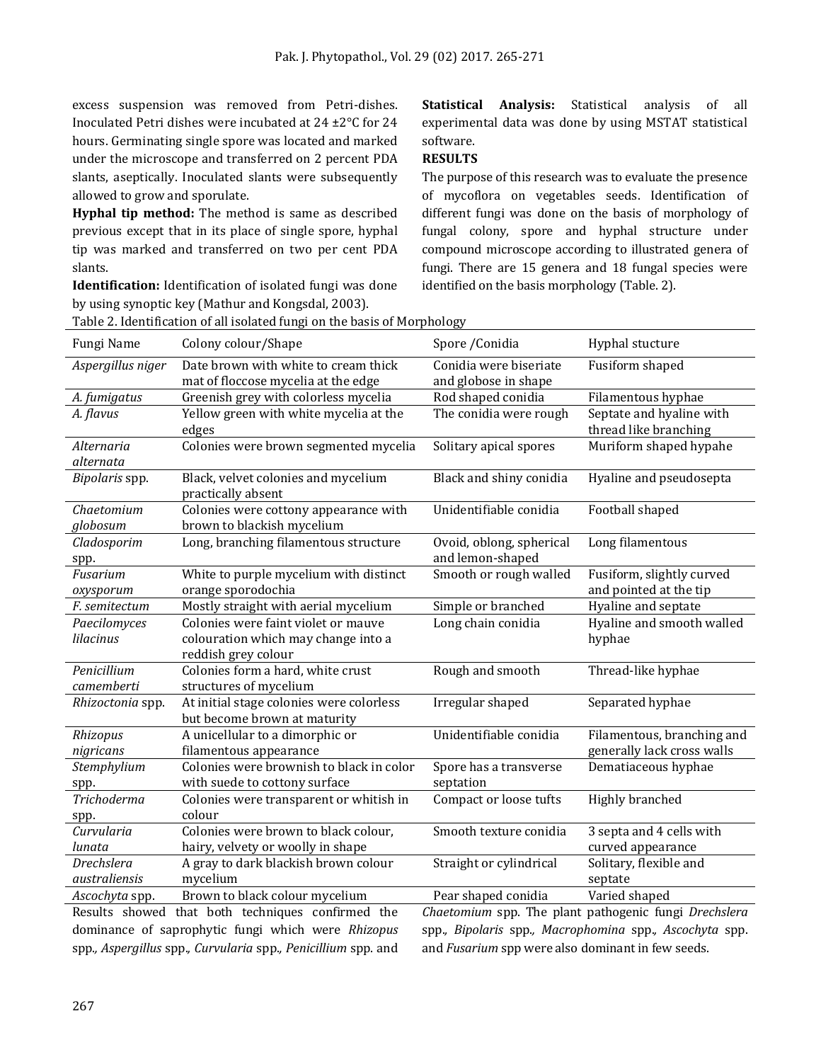excess suspension was removed from Petri-dishes. Inoculated Petri dishes were incubated at 24 ±2°C for 24 hours. Germinating single spore was located and marked under the microscope and transferred on 2 percent PDA slants, aseptically. Inoculated slants were subsequently allowed to grow and sporulate.

**Hyphal tip method:** The method is same as described previous except that in its place of single spore, hyphal tip was marked and transferred on two per cent PDA slants.

**Identification:** Identification of isolated fungi was done by using synoptic key (Mathur and Kongsdal, 2003).

**Statistical Analysis:** Statistical analysis of all experimental data was done by using MSTAT statistical software.

## RESULTS

The purpose of this research was to evaluate the presence of mycoflora on vegetables seeds. Identification of different fungi was done on the basis of morphology of fungal colony, spore and hyphal structure under compound microscope according to illustrated genera of fungi. There are 15 genera and 18 fungal species were identified on the basis morphology (Table. 2).

Table 2. Identification of all isolated fungi on the basis of Morphology

| Fungi Name | Colony colour/Shape | Spore /Conidia | Hyphal stucture |
|---|---|---|---|
| *Aspergillus niger* | Date brown with white to cream thick mat of floccose mycelia at the edge | Conidia were biseriate and globose in shape | Fusiform shaped |
| *A. fumigatus* | Greenish grey with colorless mycelia | Rod shaped conidia | Filamentous hyphae |
| *A. flavus* | Yellow green with white mycelia at the edges | The conidia were rough | Septate and hyaline with thread like branching |
| *Alternaria alternata* | Colonies were brown segmented mycelia | Solitary apical spores | Muriform shaped hypahe |
| *Bipolaris* spp. | Black, velvet colonies and mycelium practically absent | Black and shiny conidia | Hyaline and pseudosepta |
| *Chaetomium globosum* | Colonies were cottony appearance with brown to blackish mycelium | Unidentifiable conidia | Football shaped |
| *Cladosporim* spp. | Long, branching filamentous structure | Ovoid, oblong, spherical and lemon-shaped | Long filamentous |
| *Fusarium oxysporum* | White to purple mycelium with distinct orange sporodochia | Smooth or rough walled | Fusiform, slightly curved and pointed at the tip |
| *F. semitectum* | Mostly straight with aerial mycelium | Simple or branched | Hyaline and septate |
| *Paecilomyces lilacinus* | Colonies were faint violet or mauve colouration which may change into a reddish grey colour | Long chain conidia | Hyaline and smooth walled hyphae |
| *Penicillium camemberti* | Colonies form a hard, white crust structures of mycelium | Rough and smooth | Thread-like hyphae |
| *Rhizoctonia* spp. | At initial stage colonies were colorless but become brown at maturity | Irregular shaped | Separated hyphae |
| *Rhizopus nigricans* | A unicellular to a dimorphic or filamentous appearance | Unidentifiable conidia | Filamentous, branching and generally lack cross walls |
| *Stemphylium* spp. | Colonies were brownish to black in color with suede to cottony surface | Spore has a transverse septation | Dematiaceous hyphae |
| *Trichoderma* spp. | Colonies were transparent or whitish in colour | Compact or loose tufts | Highly branched |
| *Curvularia lunata* | Colonies were brown to black colour, hairy, velvety or woolly in shape | Smooth texture conidia | 3 septa and 4 cells with curved appearance |
| *Drechslera australiensis* | A gray to dark blackish brown colour mycelium | Straight or cylindrical | Solitary, flexible and septate |
| *Ascochyta* spp. | Brown to black colour mycelium | Pear shaped conidia | Varied shaped |

Results showed that both techniques confirmed the dominance of saprophytic fungi which were *Rhizopus* spp., *Aspergillus* spp., *Curvularia* spp., *Penicillium* spp. and *Chaetomium* spp. The plant pathogenic fungi *Drechslera* spp., *Bipolaris* spp., *Macrophomina* spp., *Ascochyta* spp. and *Fusarium* spp were also dominant in few seeds.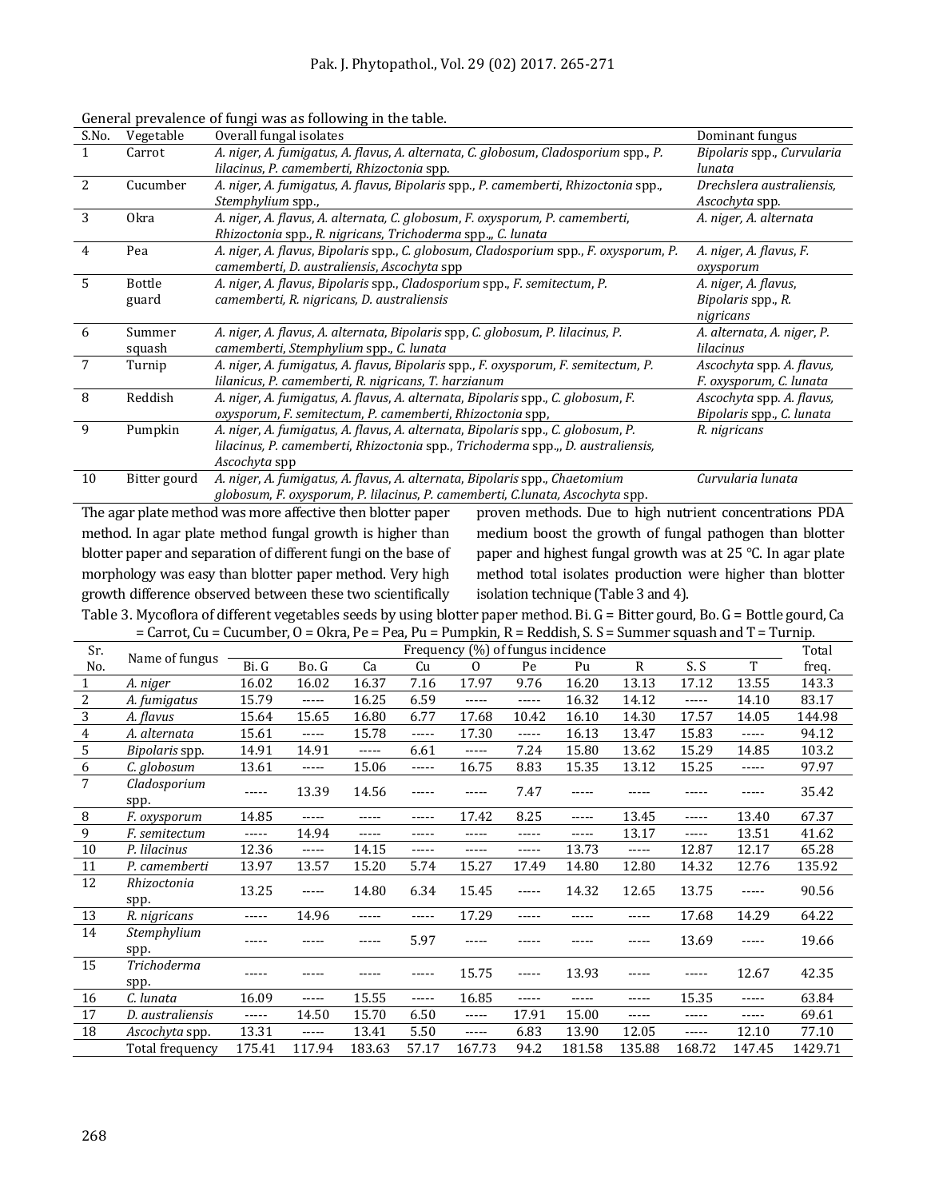General prevalence of fungi was as following in the table.

| S.No. | Vegetable | Overall fungal isolates | Dominant fungus |
|---|---|---|---|
| 1 | Carrot | *A. niger*, *A. fumigatus*, *A. flavus*, *A. alternata*, *C. globosum*, *Cladosporium* spp., *P. lilacinus*, *P. camemberti*, *Rhizoctonia* spp. | *Bipolaris* spp., *Curvularia lunata* |
| 2 | Cucumber | *A. niger*, *A. fumigatus*, *A. flavus*, *Bipolaris* spp., *P. camemberti*, *Rhizoctonia* spp., *Stemphylium* spp., | *Drechslera australiensis*, *Ascochyta* spp. |
| 3 | Okra | *A. niger*, *A. flavus*, *A. alternata*, *C. globosum*, *F. oxysporum*, *P. camemberti*, *Rhizoctonia* spp., *R. nigricans*, *Trichoderma* spp.,, *C. lunata* | *A. niger*, *A. alternata* |
| 4 | Pea | *A. niger*, *A. flavus*, *Bipolaris* spp., *C. globosum*, *Cladosporium* spp., *F. oxysporum*, *P. camemberti*, *D. australiensis*, *Ascochyta* spp | *A. niger*, *A. flavus*, *F. oxysporum* |
| 5 | Bottle guard | *A. niger*, *A. flavus*, *Bipolaris* spp., *Cladosporium* spp., *F. semitectum*, *P. camemberti*, *R. nigricans*, *D. australiensis* | *A. niger*, *A. flavus*, *Bipolaris* spp., *R. nigricans* |
| 6 | Summer squash | *A. niger*, *A. flavus*, *A. alternata*, *Bipolaris* spp, *C. globosum*, *P. lilacinus*, *P. camemberti*, *Stemphylium* spp., *C. lunata* | *A. alternata*, *A. niger*, *P. lilacinus* |
| 7 | Turnip | *A. niger*, *A. fumigatus*, *A. flavus*, *Bipolaris* spp., *F. oxysporum*, *F. semitectum*, *P. lilanicus*, *P. camemberti*, *R. nigricans*, *T. harzianum* | *Ascochyta* spp. *A. flavus*, *F. oxysporum*, *C. lunata* |
| 8 | Reddish | *A. niger*, *A. fumigatus*, *A. flavus*, *A. alternata*, *Bipolaris* spp., *C. globosum*, *F. oxysporum*, *F. semitectum*, *P. camemberti*, *Rhizoctonia* spp, | *Ascochyta* spp. *A. flavus*, *Bipolaris* spp., *C. lunata* |
| 9 | Pumpkin | *A. niger*, *A. fumigatus*, *A. flavus*, *A. alternata*, *Bipolaris* spp., *C. globosum*, *P. lilacinus*, *P. camemberti*, *Rhizoctonia* spp., *Trichoderma* spp.,, *D. australiensis*, *Ascochyta* spp | *R. nigricans* |
| 10 | Bitter gourd | *A. niger*, *A. fumigatus*, *A. flavus*, *A. alternata*, *Bipolaris* spp., *Chaetomium globosum*, *F. oxysporum*, *P. lilacinus*, *P. camemberti*, *C.lunata*, *Ascochyta* spp. | *Curvularia lunata* |

The agar plate method was more affective then blotter paper method. In agar plate method fungal growth is higher than blotter paper and separation of different fungi on the base of morphology was easy than blotter paper method. Very high growth difference observed between these two scientifically proven methods. Due to high nutrient concentrations PDA medium boost the growth of fungal pathogen than blotter paper and highest fungal growth was at 25 °C. In agar plate method total isolates production were higher than blotter isolation technique (Table 3 and 4).

Table 3. Mycoflora of different vegetables seeds by using blotter paper method. Bi. G = Bitter gourd, Bo. G = Bottle gourd, Ca = Carrot, Cu = Cucumber, O = Okra, Pe = Pea, Pu = Pumpkin, R = Reddish, S. S = Summer squash and T = Turnip.

| Sr. No. | Name of fungus | Frequency (%) of fungus incidence | | | | | | | | | | Total freq. |
|---|---|---|---|---|---|---|---|---|---|---|---|---|
| | | Bi. G | Bo. G | Ca | Cu | O | Pe | Pu | R | S. S | T | |
| 1 | *A. niger* | 16.02 | 16.02 | 16.37 | 7.16 | 17.97 | 9.76 | 16.20 | 13.13 | 17.12 | 13.55 | 143.3 |
| 2 | *A. fumigatus* | 15.79 | ----- | 16.25 | 6.59 | ----- | ----- | 16.32 | 14.12 | ----- | 14.10 | 83.17 |
| 3 | *A. flavus* | 15.64 | 15.65 | 16.80 | 6.77 | 17.68 | 10.42 | 16.10 | 14.30 | 17.57 | 14.05 | 144.98 |
| 4 | *A. alternata* | 15.61 | ----- | 15.78 | ----- | 17.30 | ----- | 16.13 | 13.47 | 15.83 | ----- | 94.12 |
| 5 | *Bipolaris* spp. | 14.91 | 14.91 | ----- | 6.61 | ----- | 7.24 | 15.80 | 13.62 | 15.29 | 14.85 | 103.2 |
| 6 | *C. globosum* | 13.61 | ----- | 15.06 | ----- | 16.75 | 8.83 | 15.35 | 13.12 | 15.25 | ----- | 97.97 |
| 7 | *Cladosporium* spp. | ----- | 13.39 | 14.56 | ----- | ----- | 7.47 | ----- | ----- | ----- | ----- | 35.42 |
| 8 | *F. oxysporum* | 14.85 | ----- | ----- | ----- | 17.42 | 8.25 | ----- | 13.45 | ----- | 13.40 | 67.37 |
| 9 | *F. semitectum* | ----- | 14.94 | ----- | ----- | ----- | ----- | ----- | 13.17 | ----- | 13.51 | 41.62 |
| 10 | *P. lilacinus* | 12.36 | ----- | 14.15 | ----- | ----- | ----- | 13.73 | ----- | 12.87 | 12.17 | 65.28 |
| 11 | *P. camemberti* | 13.97 | 13.57 | 15.20 | 5.74 | 15.27 | 17.49 | 14.80 | 12.80 | 14.32 | 12.76 | 135.92 |
| 12 | *Rhizoctonia* spp. | 13.25 | ----- | 14.80 | 6.34 | 15.45 | ----- | 14.32 | 12.65 | 13.75 | ----- | 90.56 |
| 13 | *R. nigricans* | ----- | 14.96 | ----- | ----- | 17.29 | ----- | ----- | ----- | 17.68 | 14.29 | 64.22 |
| 14 | *Stemphylium* spp. | ----- | ----- | ----- | 5.97 | ----- | ----- | ----- | ----- | 13.69 | ----- | 19.66 |
| 15 | *Trichoderma* spp. | ----- | ----- | ----- | ----- | 15.75 | ----- | 13.93 | ----- | ----- | 12.67 | 42.35 |
| 16 | *C. lunata* | 16.09 | ----- | 15.55 | ----- | 16.85 | ----- | ----- | ----- | 15.35 | ----- | 63.84 |
| 17 | *D. australiensis* | ----- | 14.50 | 15.70 | 6.50 | ----- | 17.91 | 15.00 | ----- | ----- | ----- | 69.61 |
| 18 | *Ascochyta* spp. | 13.31 | ----- | 13.41 | 5.50 | ----- | 6.83 | 13.90 | 12.05 | ----- | 12.10 | 77.10 |
| | Total frequency | 175.41 | 117.94 | 183.63 | 57.17 | 167.73 | 94.2 | 181.58 | 135.88 | 168.72 | 147.45 | 1429.71 |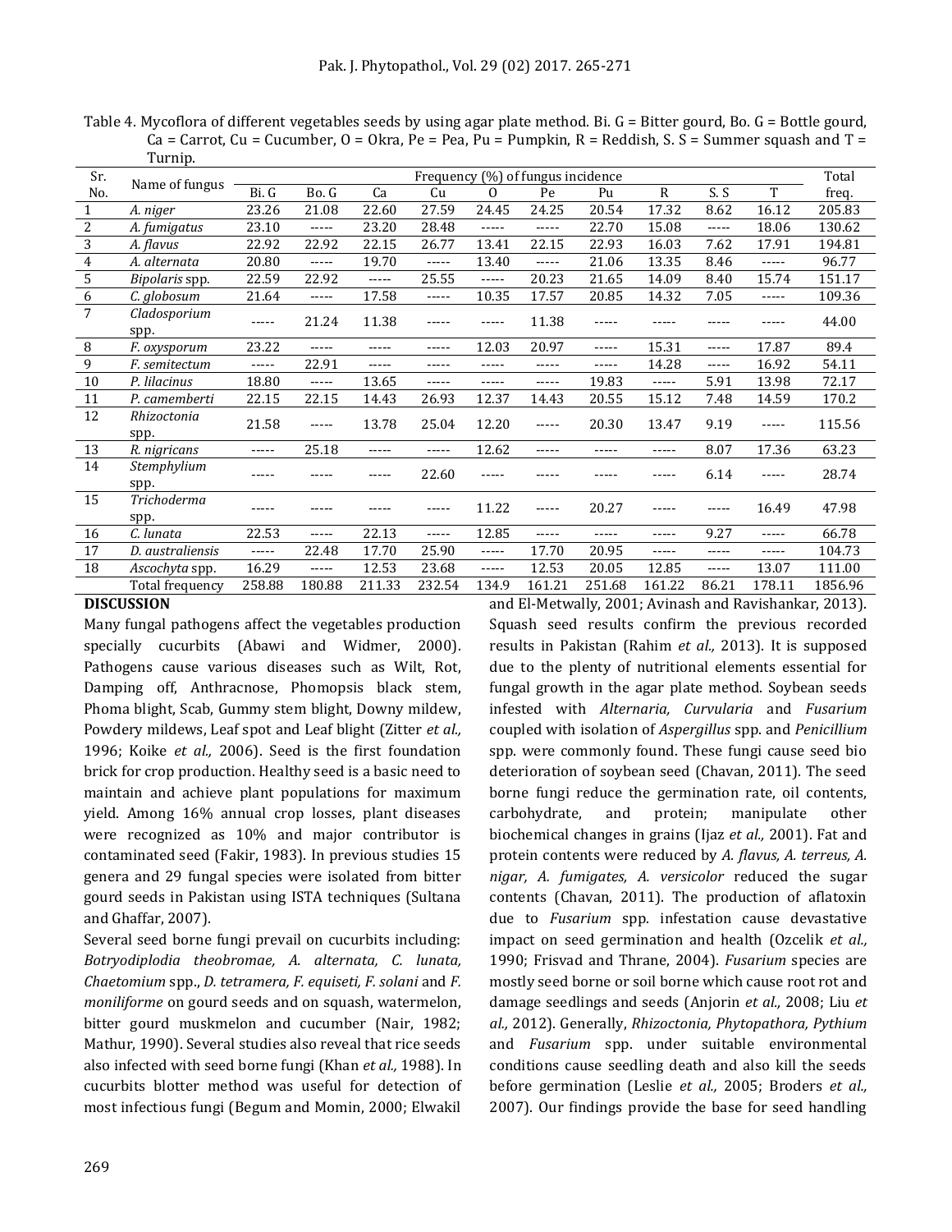Table 4. Mycoflora of different vegetables seeds by using agar plate method. Bi. G = Bitter gourd, Bo. G = Bottle gourd, Ca = Carrot, Cu = Cucumber, O = Okra, Pe = Pea, Pu = Pumpkin, R = Reddish, S. S = Summer squash and T = Turnip.

| Sr. No. | Name of fungus | Frequency (%) of fungus incidence | | | | | | | | | | Total freq. |
|---|---|---|---|---|---|---|---|---|---|---|---|---|
| | | Bi. G | Bo. G | Ca | Cu | O | Pe | Pu | R | S. S | T | |
| 1 | *A. niger* | 23.26 | 21.08 | 22.60 | 27.59 | 24.45 | 24.25 | 20.54 | 17.32 | 8.62 | 16.12 | 205.83 |
| 2 | *A. fumigatus* | 23.10 | ----- | 23.20 | 28.48 | ----- | ----- | 22.70 | 15.08 | ----- | 18.06 | 130.62 |
| 3 | *A. flavus* | 22.92 | 22.92 | 22.15 | 26.77 | 13.41 | 22.15 | 22.93 | 16.03 | 7.62 | 17.91 | 194.81 |
| 4 | *A. alternata* | 20.80 | ----- | 19.70 | ----- | 13.40 | ----- | 21.06 | 13.35 | 8.46 | ----- | 96.77 |
| 5 | *Bipolaris* spp. | 22.59 | 22.92 | ----- | 25.55 | ----- | 20.23 | 21.65 | 14.09 | 8.40 | 15.74 | 151.17 |
| 6 | *C. globosum* | 21.64 | ----- | 17.58 | ----- | 10.35 | 17.57 | 20.85 | 14.32 | 7.05 | ----- | 109.36 |
| 7 | *Cladosporium* spp. | ----- | 21.24 | 11.38 | ----- | ----- | 11.38 | ----- | ----- | ----- | ----- | 44.00 |
| 8 | *F. oxysporum* | 23.22 | ----- | ----- | ----- | 12.03 | 20.97 | ----- | 15.31 | ----- | 17.87 | 89.4 |
| 9 | *F. semitectum* | ----- | 22.91 | ----- | ----- | ----- | ----- | ----- | 14.28 | ----- | 16.92 | 54.11 |
| 10 | *P. lilacinus* | 18.80 | ----- | 13.65 | ----- | ----- | ----- | 19.83 | ----- | 5.91 | 13.98 | 72.17 |
| 11 | *P. camemberti* | 22.15 | 22.15 | 14.43 | 26.93 | 12.37 | 14.43 | 20.55 | 15.12 | 7.48 | 14.59 | 170.2 |
| 12 | *Rhizoctonia* spp. | 21.58 | ----- | 13.78 | 25.04 | 12.20 | ----- | 20.30 | 13.47 | 9.19 | ----- | 115.56 |
| 13 | *R. nigricans* | ----- | 25.18 | ----- | ----- | 12.62 | ----- | ----- | ----- | 8.07 | 17.36 | 63.23 |
| 14 | *Stemphylium* spp. | ----- | ----- | ----- | 22.60 | ----- | ----- | ----- | ----- | 6.14 | ----- | 28.74 |
| 15 | *Trichoderma* spp. | ----- | ----- | ----- | ----- | 11.22 | ----- | 20.27 | ----- | ----- | 16.49 | 47.98 |
| 16 | *C. lunata* | 22.53 | ----- | 22.13 | ----- | 12.85 | ----- | ----- | ----- | 9.27 | ----- | 66.78 |
| 17 | *D. australiensis* | ----- | 22.48 | 17.70 | 25.90 | ----- | 17.70 | 20.95 | ----- | ----- | ----- | 104.73 |
| 18 | *Ascochyta* spp. | 16.29 | ----- | 12.53 | 23.68 | ----- | 12.53 | 20.05 | 12.85 | ----- | 13.07 | 111.00 |
| | Total frequency | 258.88 | 180.88 | 211.33 | 232.54 | 134.9 | 161.21 | 251.68 | 161.22 | 86.21 | 178.11 | 1856.96 |

## DISCUSSION

Many fungal pathogens affect the vegetables production specially cucurbits (Abawi and Widmer, 2000). Pathogens cause various diseases such as Wilt, Rot, Damping off, Anthracnose, Phomopsis black stem, Phoma blight, Scab, Gummy stem blight, Downy mildew, Powdery mildews, Leaf spot and Leaf blight (Zitter *et al.,* 1996; Koike *et al.,* 2006). Seed is the first foundation brick for crop production. Healthy seed is a basic need to maintain and achieve plant populations for maximum yield. Among 16% annual crop losses, plant diseases were recognized as 10% and major contributor is contaminated seed (Fakir, 1983). In previous studies 15 genera and 29 fungal species were isolated from bitter gourd seeds in Pakistan using ISTA techniques (Sultana and Ghaffar, 2007).

Several seed borne fungi prevail on cucurbits including: *Botryodiplodia theobromae, A. alternata, C. lunata, Chaetomium* spp., *D. tetramera, F. equiseti, F. solani* and *F. moniliforme* on gourd seeds and on squash, watermelon, bitter gourd muskmelon and cucumber (Nair, 1982; Mathur, 1990). Several studies also reveal that rice seeds also infected with seed borne fungi (Khan *et al.,* 1988). In cucurbits blotter method was useful for detection of most infectious fungi (Begum and Momin, 2000; Elwakil and El-Metwally, 2001; Avinash and Ravishankar, 2013). Squash seed results confirm the previous recorded results in Pakistan (Rahim *et al.,* 2013). It is supposed due to the plenty of nutritional elements essential for fungal growth in the agar plate method. Soybean seeds infested with *Alternaria, Curvularia* and *Fusarium* coupled with isolation of *Aspergillus* spp. and *Penicillium* spp. were commonly found. These fungi cause seed bio deterioration of soybean seed (Chavan, 2011). The seed borne fungi reduce the germination rate, oil contents, carbohydrate, and protein; manipulate other biochemical changes in grains (Ijaz *et al.,* 2001). Fat and protein contents were reduced by *A. flavus, A. terreus, A. nigar, A. fumigates, A. versicolor* reduced the sugar contents (Chavan, 2011). The production of aflatoxin due to *Fusarium* spp. infestation cause devastative impact on seed germination and health (Ozcelik *et al.,* 1990; Frisvad and Thrane, 2004). *Fusarium* species are mostly seed borne or soil borne which cause root rot and damage seedlings and seeds (Anjorin *et al.,* 2008; Liu *et al.,* 2012). Generally, *Rhizoctonia, Phytopathora, Pythium* and *Fusarium* spp. under suitable environmental conditions cause seedling death and also kill the seeds before germination (Leslie *et al.,* 2005; Broders *et al.,* 2007). Our findings provide the base for seed handling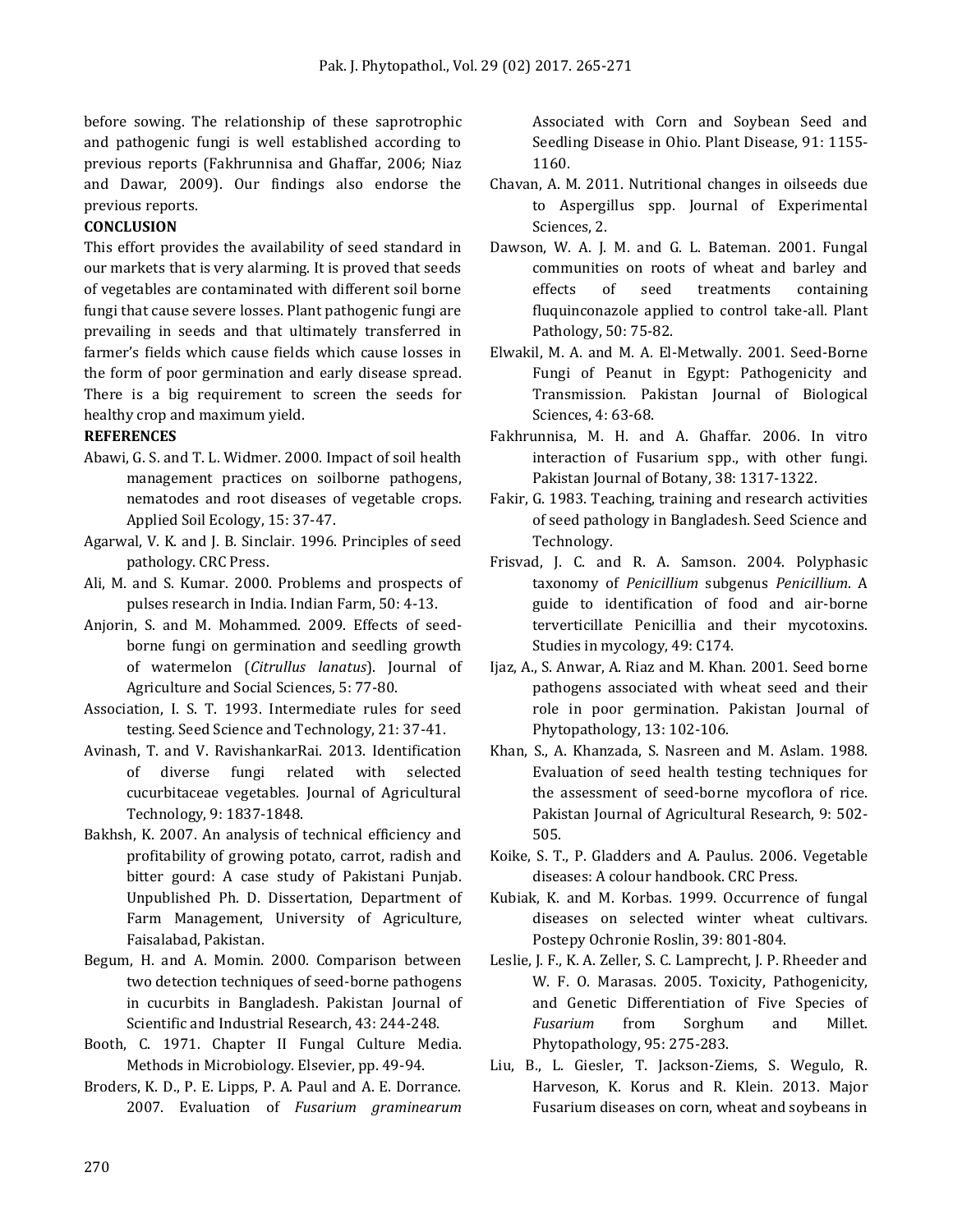before sowing. The relationship of these saprotrophic and pathogenic fungi is well established according to previous reports (Fakhrunnisa and Ghaffar, 2006; Niaz and Dawar, 2009). Our findings also endorse the previous reports.

## CONCLUSION

This effort provides the availability of seed standard in our markets that is very alarming. It is proved that seeds of vegetables are contaminated with different soil borne fungi that cause severe losses. Plant pathogenic fungi are prevailing in seeds and that ultimately transferred in farmer's fields which cause fields which cause losses in the form of poor germination and early disease spread. There is a big requirement to screen the seeds for healthy crop and maximum yield.

## REFERENCES

Abawi, G. S. and T. L. Widmer. 2000. Impact of soil health management practices on soilborne pathogens, nematodes and root diseases of vegetable crops. Applied Soil Ecology, 15: 37-47.

Agarwal, V. K. and J. B. Sinclair. 1996. Principles of seed pathology. CRC Press.

Ali, M. and S. Kumar. 2000. Problems and prospects of pulses research in India. Indian Farm, 50: 4-13.

Anjorin, S. and M. Mohammed. 2009. Effects of seed-borne fungi on germination and seedling growth of watermelon (*Citrullus lanatus*). Journal of Agriculture and Social Sciences, 5: 77-80.

Association, I. S. T. 1993. Intermediate rules for seed testing. Seed Science and Technology, 21: 37-41.

Avinash, T. and V. RavishankarRai. 2013. Identification of diverse fungi related with selected cucurbitaceae vegetables. Journal of Agricultural Technology, 9: 1837-1848.

Bakhsh, K. 2007. An analysis of technical efficiency and profitability of growing potato, carrot, radish and bitter gourd: A case study of Pakistani Punjab. Unpublished Ph. D. Dissertation, Department of Farm Management, University of Agriculture, Faisalabad, Pakistan.

Begum, H. and A. Momin. 2000. Comparison between two detection techniques of seed-borne pathogens in cucurbits in Bangladesh. Pakistan Journal of Scientific and Industrial Research, 43: 244-248.

Booth, C. 1971. Chapter II Fungal Culture Media. Methods in Microbiology. Elsevier, pp. 49-94.

Broders, K. D., P. E. Lipps, P. A. Paul and A. E. Dorrance. 2007. Evaluation of *Fusarium graminearum* Associated with Corn and Soybean Seed and Seedling Disease in Ohio. Plant Disease, 91: 1155-1160.

Chavan, A. M. 2011. Nutritional changes in oilseeds due to Aspergillus spp. Journal of Experimental Sciences, 2.

Dawson, W. A. J. M. and G. L. Bateman. 2001. Fungal communities on roots of wheat and barley and effects of seed treatments containing fluquinconazole applied to control take-all. Plant Pathology, 50: 75-82.

Elwakil, M. A. and M. A. El-Metwally. 2001. Seed-Borne Fungi of Peanut in Egypt: Pathogenicity and Transmission. Pakistan Journal of Biological Sciences, 4: 63-68.

Fakhrunnisa, M. H. and A. Ghaffar. 2006. In vitro interaction of Fusarium spp., with other fungi. Pakistan Journal of Botany, 38: 1317-1322.

Fakir, G. 1983. Teaching, training and research activities of seed pathology in Bangladesh. Seed Science and Technology.

Frisvad, J. C. and R. A. Samson. 2004. Polyphasic taxonomy of *Penicillium* subgenus *Penicillium*. A guide to identification of food and air-borne terverticillate Penicillia and their mycotoxins. Studies in mycology, 49: C174.

Ijaz, A., S. Anwar, A. Riaz and M. Khan. 2001. Seed borne pathogens associated with wheat seed and their role in poor germination. Pakistan Journal of Phytopathology, 13: 102-106.

Khan, S., A. Khanzada, S. Nasreen and M. Aslam. 1988. Evaluation of seed health testing techniques for the assessment of seed-borne mycoflora of rice. Pakistan Journal of Agricultural Research, 9: 502-505.

Koike, S. T., P. Gladders and A. Paulus. 2006. Vegetable diseases: A colour handbook. CRC Press.

Kubiak, K. and M. Korbas. 1999. Occurrence of fungal diseases on selected winter wheat cultivars. Postepy Ochronie Roslin, 39: 801-804.

Leslie, J. F., K. A. Zeller, S. C. Lamprecht, J. P. Rheeder and W. F. O. Marasas. 2005. Toxicity, Pathogenicity, and Genetic Differentiation of Five Species of *Fusarium* from Sorghum and Millet. Phytopathology, 95: 275-283.

Liu, B., L. Giesler, T. Jackson-Ziems, S. Wegulo, R. Harveson, K. Korus and R. Klein. 2013. Major Fusarium diseases on corn, wheat and soybeans in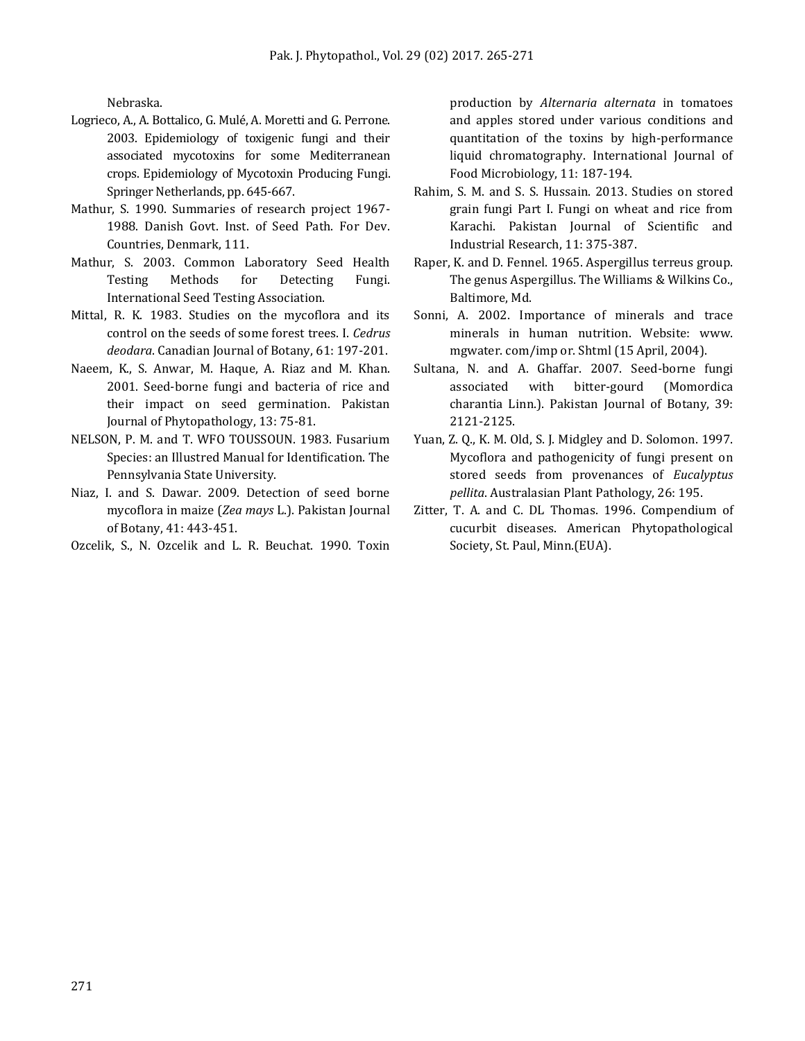Nebraska.

Logrieco, A., A. Bottalico, G. Mulé, A. Moretti and G. Perrone. 2003. Epidemiology of toxigenic fungi and their associated mycotoxins for some Mediterranean crops. Epidemiology of Mycotoxin Producing Fungi. Springer Netherlands, pp. 645-667.

Mathur, S. 1990. Summaries of research project 1967-1988. Danish Govt. Inst. of Seed Path. For Dev. Countries, Denmark, 111.

Mathur, S. 2003. Common Laboratory Seed Health Testing Methods for Detecting Fungi. International Seed Testing Association.

Mittal, R. K. 1983. Studies on the mycoflora and its control on the seeds of some forest trees. I. *Cedrus deodara*. Canadian Journal of Botany, 61: 197-201.

Naeem, K., S. Anwar, M. Haque, A. Riaz and M. Khan. 2001. Seed-borne fungi and bacteria of rice and their impact on seed germination. Pakistan Journal of Phytopathology, 13: 75-81.

NELSON, P. M. and T. WFO TOUSSOUN. 1983. Fusarium Species: an Illustred Manual for Identification. The Pennsylvania State University.

Niaz, I. and S. Dawar. 2009. Detection of seed borne mycoflora in maize (*Zea mays* L.). Pakistan Journal of Botany, 41: 443-451.

Ozcelik, S., N. Ozcelik and L. R. Beuchat. 1990. Toxin production by *Alternaria alternata* in tomatoes and apples stored under various conditions and quantitation of the toxins by high-performance liquid chromatography. International Journal of Food Microbiology, 11: 187-194.

Rahim, S. M. and S. S. Hussain. 2013. Studies on stored grain fungi Part I. Fungi on wheat and rice from Karachi. Pakistan Journal of Scientific and Industrial Research, 11: 375-387.

Raper, K. and D. Fennel. 1965. Aspergillus terreus group. The genus Aspergillus. The Williams & Wilkins Co., Baltimore, Md.

Sonni, A. 2002. Importance of minerals and trace minerals in human nutrition. Website: www. mgwater. com/imp or. Shtml (15 April, 2004).

Sultana, N. and A. Ghaffar. 2007. Seed-borne fungi associated with bitter-gourd (Momordica charantia Linn.). Pakistan Journal of Botany, 39: 2121-2125.

Yuan, Z. Q., K. M. Old, S. J. Midgley and D. Solomon. 1997. Mycoflora and pathogenicity of fungi present on stored seeds from provenances of *Eucalyptus pellita*. Australasian Plant Pathology, 26: 195.

Zitter, T. A. and C. DL Thomas. 1996. Compendium of cucurbit diseases. American Phytopathological Society, St. Paul, Minn.(EUA).